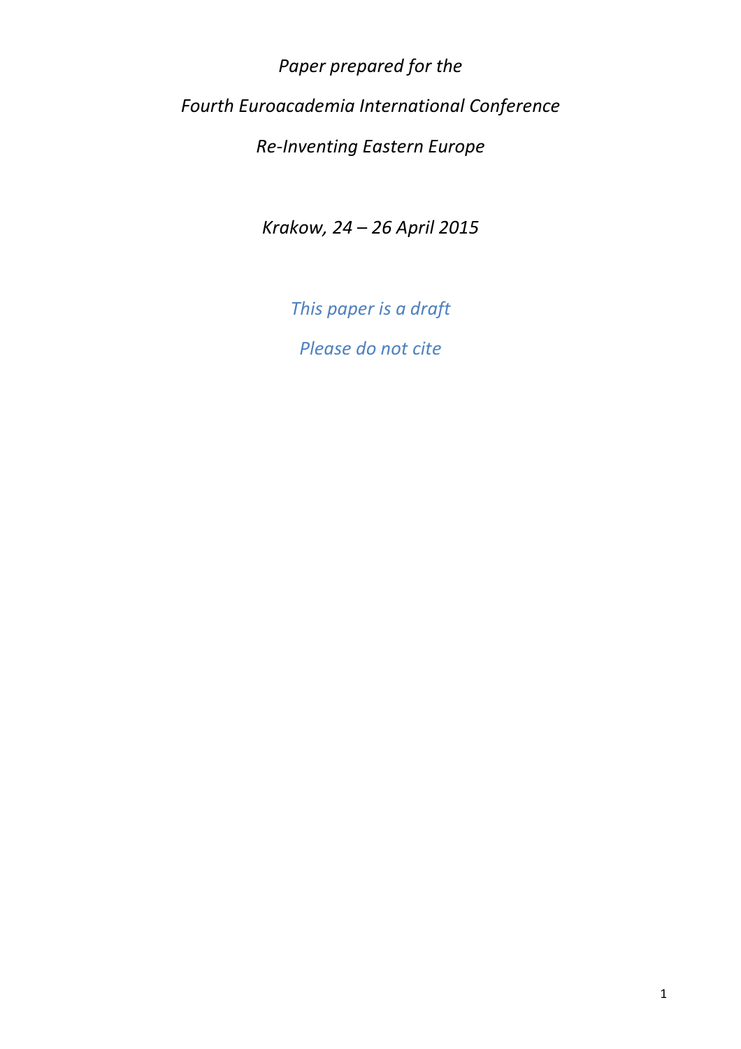*Paper prepared for the*

*Fourth Euroacademia International Conference*

*Re-Inventing Eastern Europe*

*Krakow, 24 – 26 April 2015*

*This paper is a draft*

*Please do not cite*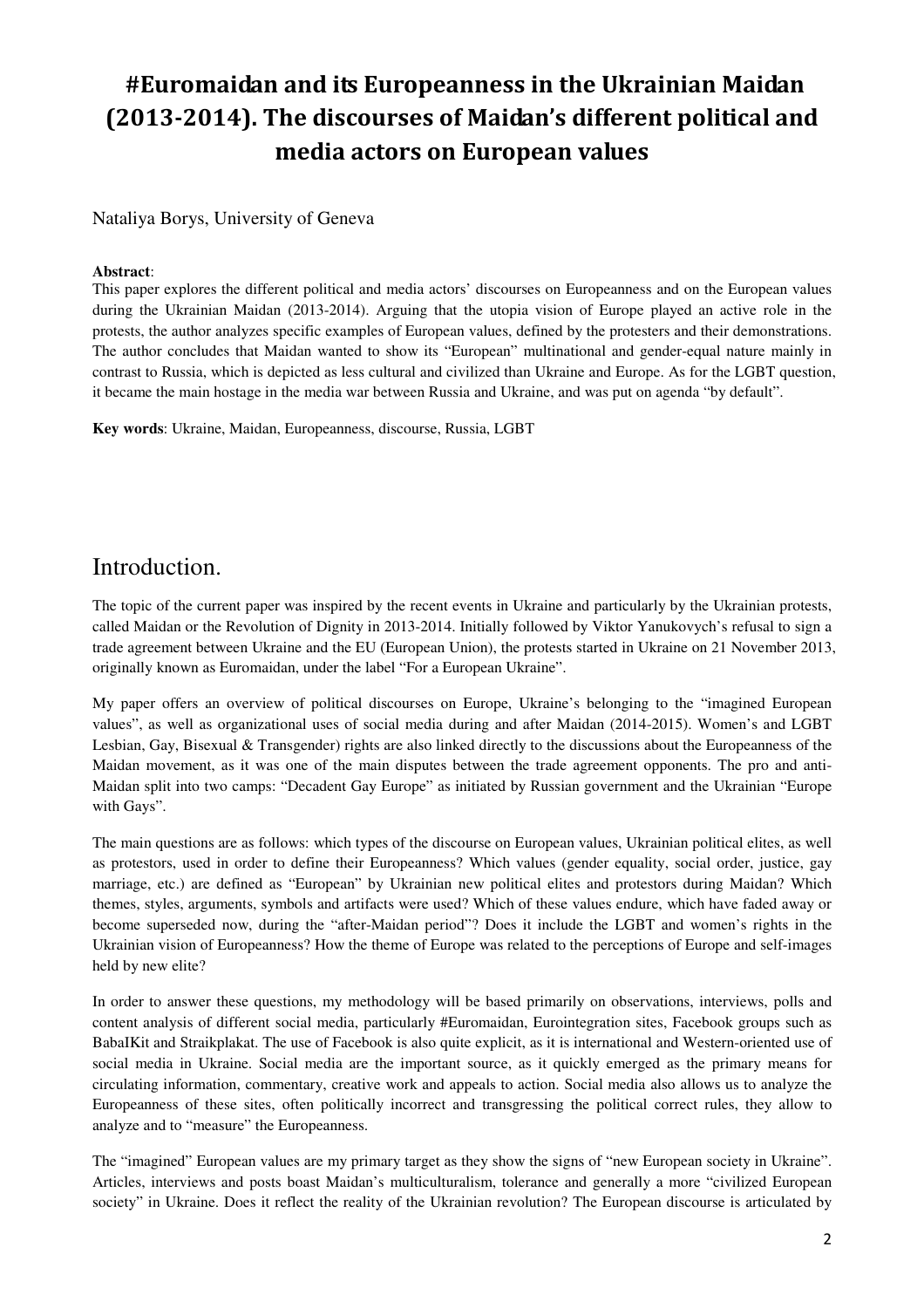# #Euromaidan and its Europeanness in the Ukrainian Maidan (2013-2014). The discourses of Maidan's different political and media actors on European values

Nataliya Borys, University of Geneva

**Abstract**:
This paper explores the different political and media actors' discourses on Europeanness and on the European values during the Ukrainian Maidan (2013-2014). Arguing that the utopia vision of Europe played an active role in the protests, the author analyzes specific examples of European values, defined by the protesters and their demonstrations. The author concludes that Maidan wanted to show its "European" multinational and gender-equal nature mainly in contrast to Russia, which is depicted as less cultural and civilized than Ukraine and Europe. As for the LGBT question, it became the main hostage in the media war between Russia and Ukraine, and was put on agenda "by default".

**Key words**: Ukraine, Maidan, Europeanness, discourse, Russia, LGBT

## Introduction.

The topic of the current paper was inspired by the recent events in Ukraine and particularly by the Ukrainian protests, called Maidan or the Revolution of Dignity in 2013-2014. Initially followed by Viktor Yanukovych's refusal to sign a trade agreement between Ukraine and the EU (European Union), the protests started in Ukraine on 21 November 2013, originally known as Euromaidan, under the label "For a European Ukraine".

My paper offers an overview of political discourses on Europe, Ukraine's belonging to the "imagined European values", as well as organizational uses of social media during and after Maidan (2014-2015). Women's and LGBT Lesbian, Gay, Bisexual & Transgender) rights are also linked directly to the discussions about the Europeanness of the Maidan movement, as it was one of the main disputes between the trade agreement opponents. The pro and anti-Maidan split into two camps: "Decadent Gay Europe" as initiated by Russian government and the Ukrainian "Europe with Gays".

The main questions are as follows: which types of the discourse on European values, Ukrainian political elites, as well as protestors, used in order to define their Europeanness? Which values (gender equality, social order, justice, gay marriage, etc.) are defined as "European" by Ukrainian new political elites and protestors during Maidan? Which themes, styles, arguments, symbols and artifacts were used? Which of these values endure, which have faded away or become superseded now, during the "after-Maidan period"? Does it include the LGBT and women's rights in the Ukrainian vision of Europeanness? How the theme of Europe was related to the perceptions of Europe and self-images held by new elite?

In order to answer these questions, my methodology will be based primarily on observations, interviews, polls and content analysis of different social media, particularly #Euromaidan, Eurointegration sites, Facebook groups such as BabaIKit and Straikplakat. The use of Facebook is also quite explicit, as it is international and Western-oriented use of social media in Ukraine. Social media are the important source, as it quickly emerged as the primary means for circulating information, commentary, creative work and appeals to action. Social media also allows us to analyze the Europeanness of these sites, often politically incorrect and transgressing the political correct rules, they allow to analyze and to "measure" the Europeanness.

The "imagined" European values are my primary target as they show the signs of "new European society in Ukraine". Articles, interviews and posts boast Maidan's multiculturalism, tolerance and generally a more "civilized European society" in Ukraine. Does it reflect the reality of the Ukrainian revolution? The European discourse is articulated by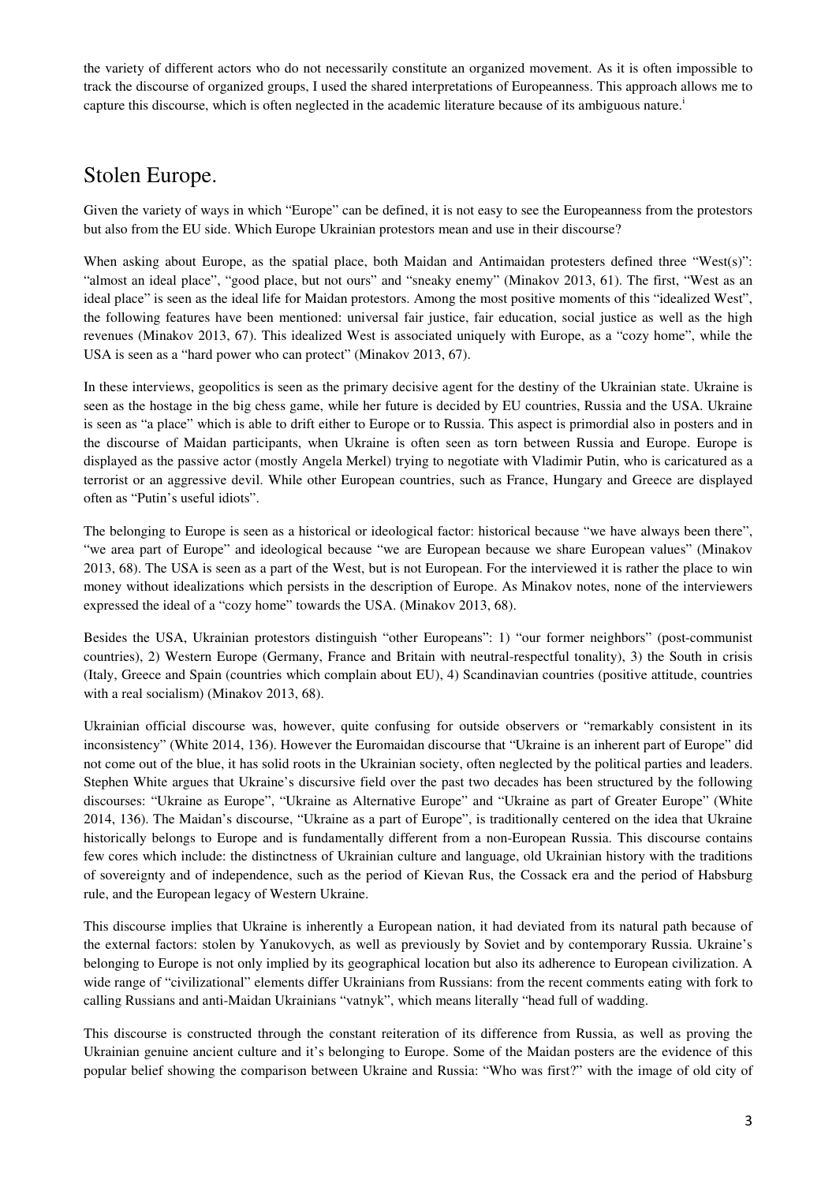the variety of different actors who do not necessarily constitute an organized movement. As it is often impossible to track the discourse of organized groups, I used the shared interpretations of Europeanness. This approach allows me to capture this discourse, which is often neglected in the academic literature because of its ambiguous nature.[i]

## Stolen Europe.

Given the variety of ways in which "Europe" can be defined, it is not easy to see the Europeanness from the protestors but also from the EU side. Which Europe Ukrainian protestors mean and use in their discourse?

When asking about Europe, as the spatial place, both Maidan and Antimaidan protesters defined three "West(s)": "almost an ideal place", "good place, but not ours" and "sneaky enemy" (Minakov 2013, 61). The first, "West as an ideal place" is seen as the ideal life for Maidan protestors. Among the most positive moments of this "idealized West", the following features have been mentioned: universal fair justice, fair education, social justice as well as the high revenues (Minakov 2013, 67). This idealized West is associated uniquely with Europe, as a "cozy home", while the USA is seen as a "hard power who can protect" (Minakov 2013, 67).

In these interviews, geopolitics is seen as the primary decisive agent for the destiny of the Ukrainian state. Ukraine is seen as the hostage in the big chess game, while her future is decided by EU countries, Russia and the USA. Ukraine is seen as "a place" which is able to drift either to Europe or to Russia. This aspect is primordial also in posters and in the discourse of Maidan participants, when Ukraine is often seen as torn between Russia and Europe. Europe is displayed as the passive actor (mostly Angela Merkel) trying to negotiate with Vladimir Putin, who is caricatured as a terrorist or an aggressive devil. While other European countries, such as France, Hungary and Greece are displayed often as "Putin's useful idiots".

The belonging to Europe is seen as a historical or ideological factor: historical because "we have always been there", "we area part of Europe" and ideological because "we are European because we share European values" (Minakov 2013, 68). The USA is seen as a part of the West, but is not European. For the interviewed it is rather the place to win money without idealizations which persists in the description of Europe. As Minakov notes, none of the interviewers expressed the ideal of a "cozy home" towards the USA. (Minakov 2013, 68).

Besides the USA, Ukrainian protestors distinguish "other Europeans": 1) "our former neighbors" (post-communist countries), 2) Western Europe (Germany, France and Britain with neutral-respectful tonality), 3) the South in crisis (Italy, Greece and Spain (countries which complain about EU), 4) Scandinavian countries (positive attitude, countries with a real socialism) (Minakov 2013, 68).

Ukrainian official discourse was, however, quite confusing for outside observers or "remarkably consistent in its inconsistency" (White 2014, 136). However the Euromaidan discourse that "Ukraine is an inherent part of Europe" did not come out of the blue, it has solid roots in the Ukrainian society, often neglected by the political parties and leaders. Stephen White argues that Ukraine's discursive field over the past two decades has been structured by the following discourses: "Ukraine as Europe", "Ukraine as Alternative Europe" and "Ukraine as part of Greater Europe" (White 2014, 136). The Maidan's discourse, "Ukraine as a part of Europe", is traditionally centered on the idea that Ukraine historically belongs to Europe and is fundamentally different from a non-European Russia. This discourse contains few cores which include: the distinctness of Ukrainian culture and language, old Ukrainian history with the traditions of sovereignty and of independence, such as the period of Kievan Rus, the Cossack era and the period of Habsburg rule, and the European legacy of Western Ukraine.

This discourse implies that Ukraine is inherently a European nation, it had deviated from its natural path because of the external factors: stolen by Yanukovych, as well as previously by Soviet and by contemporary Russia. Ukraine's belonging to Europe is not only implied by its geographical location but also its adherence to European civilization. A wide range of "civilizational" elements differ Ukrainians from Russians: from the recent comments eating with fork to calling Russians and anti-Maidan Ukrainians "vatnyk", which means literally "head full of wadding.

This discourse is constructed through the constant reiteration of its difference from Russia, as well as proving the Ukrainian genuine ancient culture and it's belonging to Europe. Some of the Maidan posters are the evidence of this popular belief showing the comparison between Ukraine and Russia: "Who was first?" with the image of old city of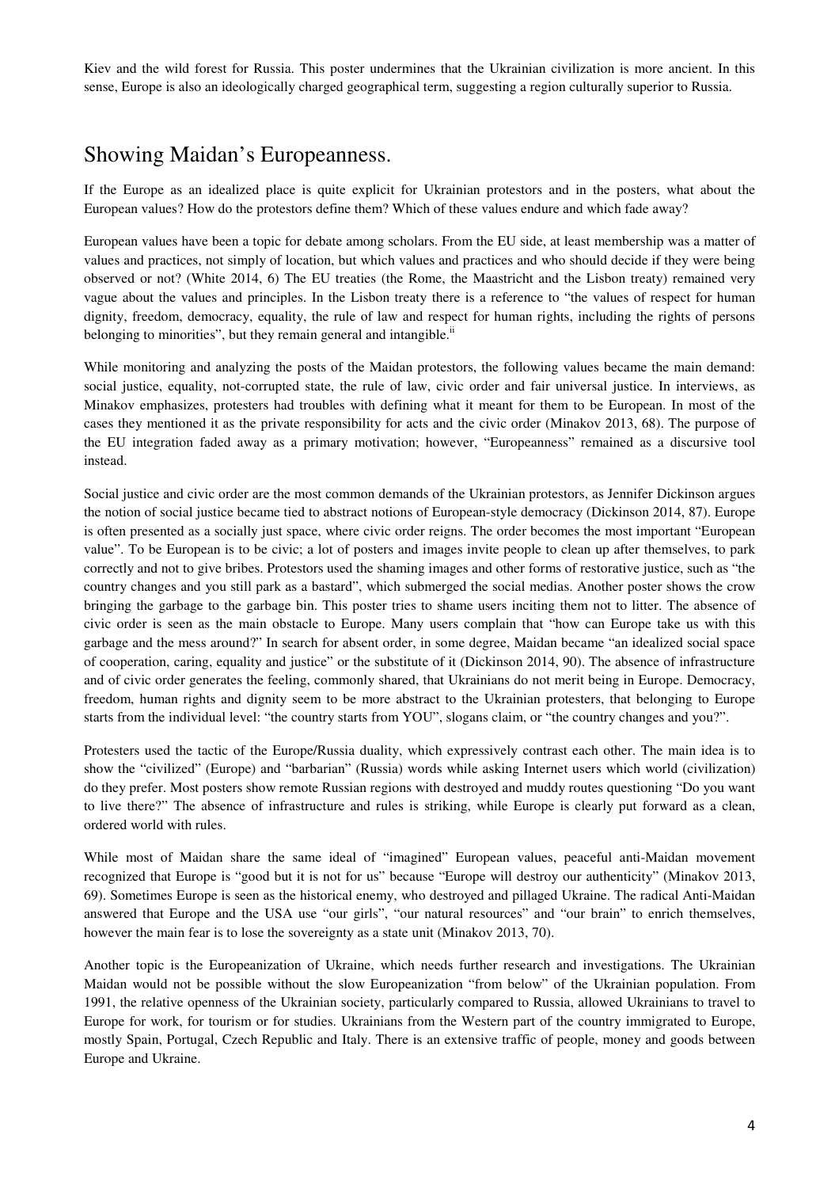Kiev and the wild forest for Russia. This poster undermines that the Ukrainian civilization is more ancient. In this sense, Europe is also an ideologically charged geographical term, suggesting a region culturally superior to Russia.

## Showing Maidan's Europeanness.

If the Europe as an idealized place is quite explicit for Ukrainian protestors and in the posters, what about the European values? How do the protestors define them? Which of these values endure and which fade away?

European values have been a topic for debate among scholars. From the EU side, at least membership was a matter of values and practices, not simply of location, but which values and practices and who should decide if they were being observed or not? (White 2014, 6) The EU treaties (the Rome, the Maastricht and the Lisbon treaty) remained very vague about the values and principles. In the Lisbon treaty there is a reference to "the values of respect for human dignity, freedom, democracy, equality, the rule of law and respect for human rights, including the rights of persons belonging to minorities", but they remain general and intangible.[ii]

While monitoring and analyzing the posts of the Maidan protestors, the following values became the main demand: social justice, equality, not-corrupted state, the rule of law, civic order and fair universal justice. In interviews, as Minakov emphasizes, protesters had troubles with defining what it meant for them to be European. In most of the cases they mentioned it as the private responsibility for acts and the civic order (Minakov 2013, 68). The purpose of the EU integration faded away as a primary motivation; however, "Europeanness" remained as a discursive tool instead.

Social justice and civic order are the most common demands of the Ukrainian protestors, as Jennifer Dickinson argues the notion of social justice became tied to abstract notions of European-style democracy (Dickinson 2014, 87). Europe is often presented as a socially just space, where civic order reigns. The order becomes the most important "European value". To be European is to be civic; a lot of posters and images invite people to clean up after themselves, to park correctly and not to give bribes. Protestors used the shaming images and other forms of restorative justice, such as "the country changes and you still park as a bastard", which submerged the social medias. Another poster shows the crow bringing the garbage to the garbage bin. This poster tries to shame users inciting them not to litter. The absence of civic order is seen as the main obstacle to Europe. Many users complain that "how can Europe take us with this garbage and the mess around?" In search for absent order, in some degree, Maidan became "an idealized social space of cooperation, caring, equality and justice" or the substitute of it (Dickinson 2014, 90). The absence of infrastructure and of civic order generates the feeling, commonly shared, that Ukrainians do not merit being in Europe. Democracy, freedom, human rights and dignity seem to be more abstract to the Ukrainian protesters, that belonging to Europe starts from the individual level: "the country starts from YOU", slogans claim, or "the country changes and you?".

Protesters used the tactic of the Europe/Russia duality, which expressively contrast each other. The main idea is to show the "civilized" (Europe) and "barbarian" (Russia) words while asking Internet users which world (civilization) do they prefer. Most posters show remote Russian regions with destroyed and muddy routes questioning "Do you want to live there?" The absence of infrastructure and rules is striking, while Europe is clearly put forward as a clean, ordered world with rules.

While most of Maidan share the same ideal of "imagined" European values, peaceful anti-Maidan movement recognized that Europe is "good but it is not for us" because "Europe will destroy our authenticity" (Minakov 2013, 69). Sometimes Europe is seen as the historical enemy, who destroyed and pillaged Ukraine. The radical Anti-Maidan answered that Europe and the USA use "our girls", "our natural resources" and "our brain" to enrich themselves, however the main fear is to lose the sovereignty as a state unit (Minakov 2013, 70).

Another topic is the Europeanization of Ukraine, which needs further research and investigations. The Ukrainian Maidan would not be possible without the slow Europeanization "from below" of the Ukrainian population. From 1991, the relative openness of the Ukrainian society, particularly compared to Russia, allowed Ukrainians to travel to Europe for work, for tourism or for studies. Ukrainians from the Western part of the country immigrated to Europe, mostly Spain, Portugal, Czech Republic and Italy. There is an extensive traffic of people, money and goods between Europe and Ukraine.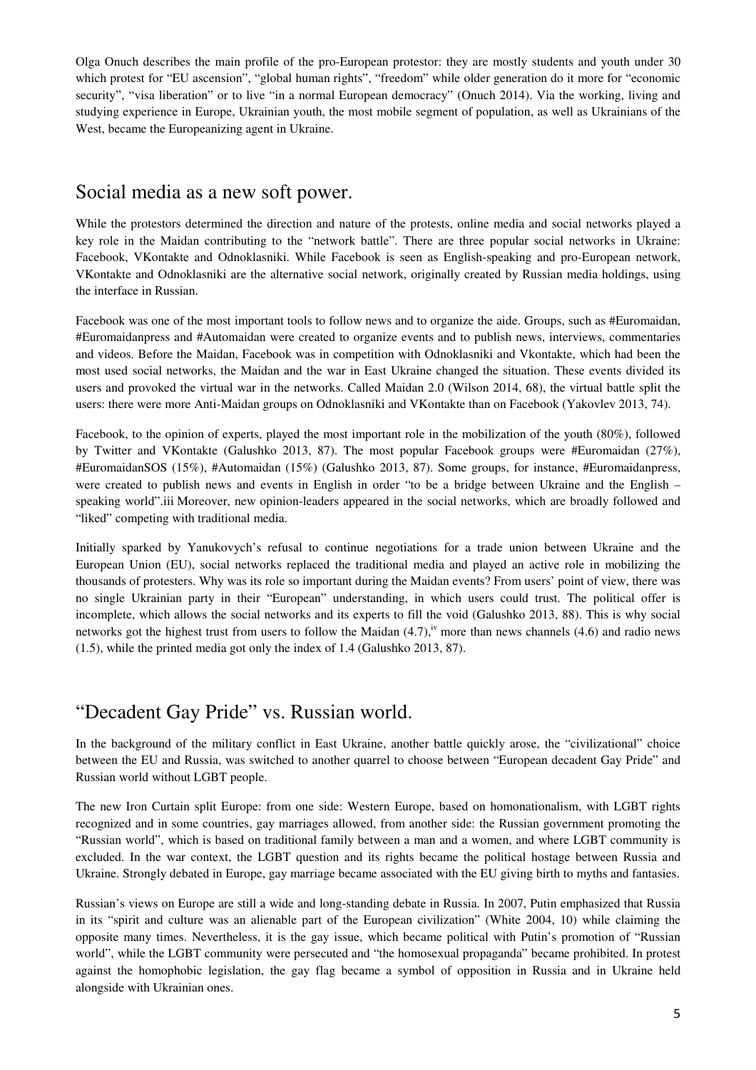Olga Onuch describes the main profile of the pro-European protestor: they are mostly students and youth under 30 which protest for "EU ascension", "global human rights", "freedom" while older generation do it more for "economic security", "visa liberation" or to live "in a normal European democracy" (Onuch 2014). Via the working, living and studying experience in Europe, Ukrainian youth, the most mobile segment of population, as well as Ukrainians of the West, became the Europeanizing agent in Ukraine.

## Social media as a new soft power.

While the protestors determined the direction and nature of the protests, online media and social networks played a key role in the Maidan contributing to the "network battle". There are three popular social networks in Ukraine: Facebook, VKontakte and Odnoklasniki. While Facebook is seen as English-speaking and pro-European network, VKontakte and Odnoklasniki are the alternative social network, originally created by Russian media holdings, using the interface in Russian.

Facebook was one of the most important tools to follow news and to organize the aide. Groups, such as #Euromaidan, #Euromaidanpress and #Automaidan were created to organize events and to publish news, interviews, commentaries and videos. Before the Maidan, Facebook was in competition with Odnoklasniki and Vkontakte, which had been the most used social networks, the Maidan and the war in East Ukraine changed the situation. These events divided its users and provoked the virtual war in the networks. Called Maidan 2.0 (Wilson 2014, 68), the virtual battle split the users: there were more Anti-Maidan groups on Odnoklasniki and VKontakte than on Facebook (Yakovlev 2013, 74).

Facebook, to the opinion of experts, played the most important role in the mobilization of the youth (80%), followed by Twitter and VKontakte (Galushko 2013, 87). The most popular Facebook groups were #Euromaidan (27%), #EuromaidanSOS (15%), #Automaidan (15%) (Galushko 2013, 87). Some groups, for instance, #Euromaidanpress, were created to publish news and events in English in order "to be a bridge between Ukraine and the English – speaking world".iii Moreover, new opinion-leaders appeared in the social networks, which are broadly followed and "liked" competing with traditional media.

Initially sparked by Yanukovych's refusal to continue negotiations for a trade union between Ukraine and the European Union (EU), social networks replaced the traditional media and played an active role in mobilizing the thousands of protesters. Why was its role so important during the Maidan events? From users' point of view, there was no single Ukrainian party in their "European" understanding, in which users could trust. The political offer is incomplete, which allows the social networks and its experts to fill the void (Galushko 2013, 88). This is why social networks got the highest trust from users to follow the Maidan (4.7),[iv] more than news channels (4.6) and radio news (1.5), while the printed media got only the index of 1.4 (Galushko 2013, 87).

## "Decadent Gay Pride" vs. Russian world.

In the background of the military conflict in East Ukraine, another battle quickly arose, the "civilizational" choice between the EU and Russia, was switched to another quarrel to choose between "European decadent Gay Pride" and Russian world without LGBT people.

The new Iron Curtain split Europe: from one side: Western Europe, based on homonationalism, with LGBT rights recognized and in some countries, gay marriages allowed, from another side: the Russian government promoting the "Russian world", which is based on traditional family between a man and a women, and where LGBT community is excluded. In the war context, the LGBT question and its rights became the political hostage between Russia and Ukraine. Strongly debated in Europe, gay marriage became associated with the EU giving birth to myths and fantasies.

Russian's views on Europe are still a wide and long-standing debate in Russia. In 2007, Putin emphasized that Russia in its "spirit and culture was an alienable part of the European civilization" (White 2004, 10) while claiming the opposite many times. Nevertheless, it is the gay issue, which became political with Putin's promotion of "Russian world", while the LGBT community were persecuted and "the homosexual propaganda" became prohibited. In protest against the homophobic legislation, the gay flag became a symbol of opposition in Russia and in Ukraine held alongside with Ukrainian ones.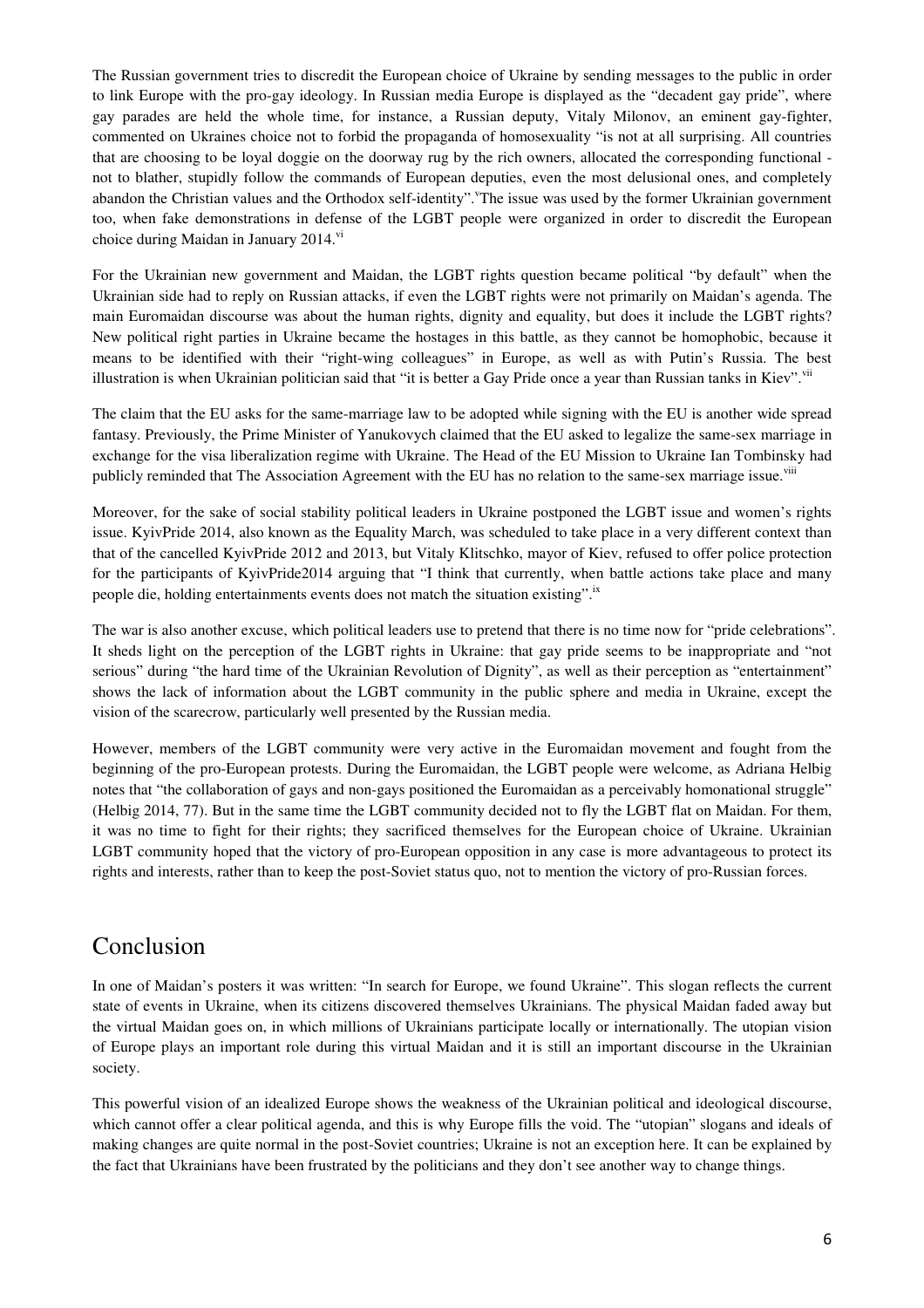The Russian government tries to discredit the European choice of Ukraine by sending messages to the public in order to link Europe with the pro-gay ideology. In Russian media Europe is displayed as the "decadent gay pride", where gay parades are held the whole time, for instance, a Russian deputy, Vitaly Milonov, an eminent gay-fighter, commented on Ukraines choice not to forbid the propaganda of homosexuality "is not at all surprising. All countries that are choosing to be loyal doggie on the doorway rug by the rich owners, allocated the corresponding functional - not to blather, stupidly follow the commands of European deputies, even the most delusional ones, and completely abandon the Christian values and the Orthodox self-identity".[v]The issue was used by the former Ukrainian government too, when fake demonstrations in defense of the LGBT people were organized in order to discredit the European choice during Maidan in January 2014.[vi]

For the Ukrainian new government and Maidan, the LGBT rights question became political "by default" when the Ukrainian side had to reply on Russian attacks, if even the LGBT rights were not primarily on Maidan's agenda. The main Euromaidan discourse was about the human rights, dignity and equality, but does it include the LGBT rights? New political right parties in Ukraine became the hostages in this battle, as they cannot be homophobic, because it means to be identified with their "right-wing colleagues" in Europe, as well as with Putin's Russia. The best illustration is when Ukrainian politician said that "it is better a Gay Pride once a year than Russian tanks in Kiev".[vii]

The claim that the EU asks for the same-marriage law to be adopted while signing with the EU is another wide spread fantasy. Previously, the Prime Minister of Yanukovych claimed that the EU asked to legalize the same-sex marriage in exchange for the visa liberalization regime with Ukraine. The Head of the EU Mission to Ukraine Ian Tombinsky had publicly reminded that The Association Agreement with the EU has no relation to the same-sex marriage issue.[viii]

Moreover, for the sake of social stability political leaders in Ukraine postponed the LGBT issue and women's rights issue. KyivPride 2014, also known as the Equality March, was scheduled to take place in a very different context than that of the cancelled KyivPride 2012 and 2013, but Vitaly Klitschko, mayor of Kiev, refused to offer police protection for the participants of KyivPride2014 arguing that "I think that currently, when battle actions take place and many people die, holding entertainments events does not match the situation existing".[ix]

The war is also another excuse, which political leaders use to pretend that there is no time now for "pride celebrations". It sheds light on the perception of the LGBT rights in Ukraine: that gay pride seems to be inappropriate and "not serious" during "the hard time of the Ukrainian Revolution of Dignity", as well as their perception as "entertainment" shows the lack of information about the LGBT community in the public sphere and media in Ukraine, except the vision of the scarecrow, particularly well presented by the Russian media.

However, members of the LGBT community were very active in the Euromaidan movement and fought from the beginning of the pro-European protests. During the Euromaidan, the LGBT people were welcome, as Adriana Helbig notes that "the collaboration of gays and non-gays positioned the Euromaidan as a perceivably homonational struggle" (Helbig 2014, 77). But in the same time the LGBT community decided not to fly the LGBT flat on Maidan. For them, it was no time to fight for their rights; they sacrificed themselves for the European choice of Ukraine. Ukrainian LGBT community hoped that the victory of pro-European opposition in any case is more advantageous to protect its rights and interests, rather than to keep the post-Soviet status quo, not to mention the victory of pro-Russian forces.

## Conclusion

In one of Maidan's posters it was written: "In search for Europe, we found Ukraine". This slogan reflects the current state of events in Ukraine, when its citizens discovered themselves Ukrainians. The physical Maidan faded away but the virtual Maidan goes on, in which millions of Ukrainians participate locally or internationally. The utopian vision of Europe plays an important role during this virtual Maidan and it is still an important discourse in the Ukrainian society.

This powerful vision of an idealized Europe shows the weakness of the Ukrainian political and ideological discourse, which cannot offer a clear political agenda, and this is why Europe fills the void. The "utopian" slogans and ideals of making changes are quite normal in the post-Soviet countries; Ukraine is not an exception here. It can be explained by the fact that Ukrainians have been frustrated by the politicians and they don't see another way to change things.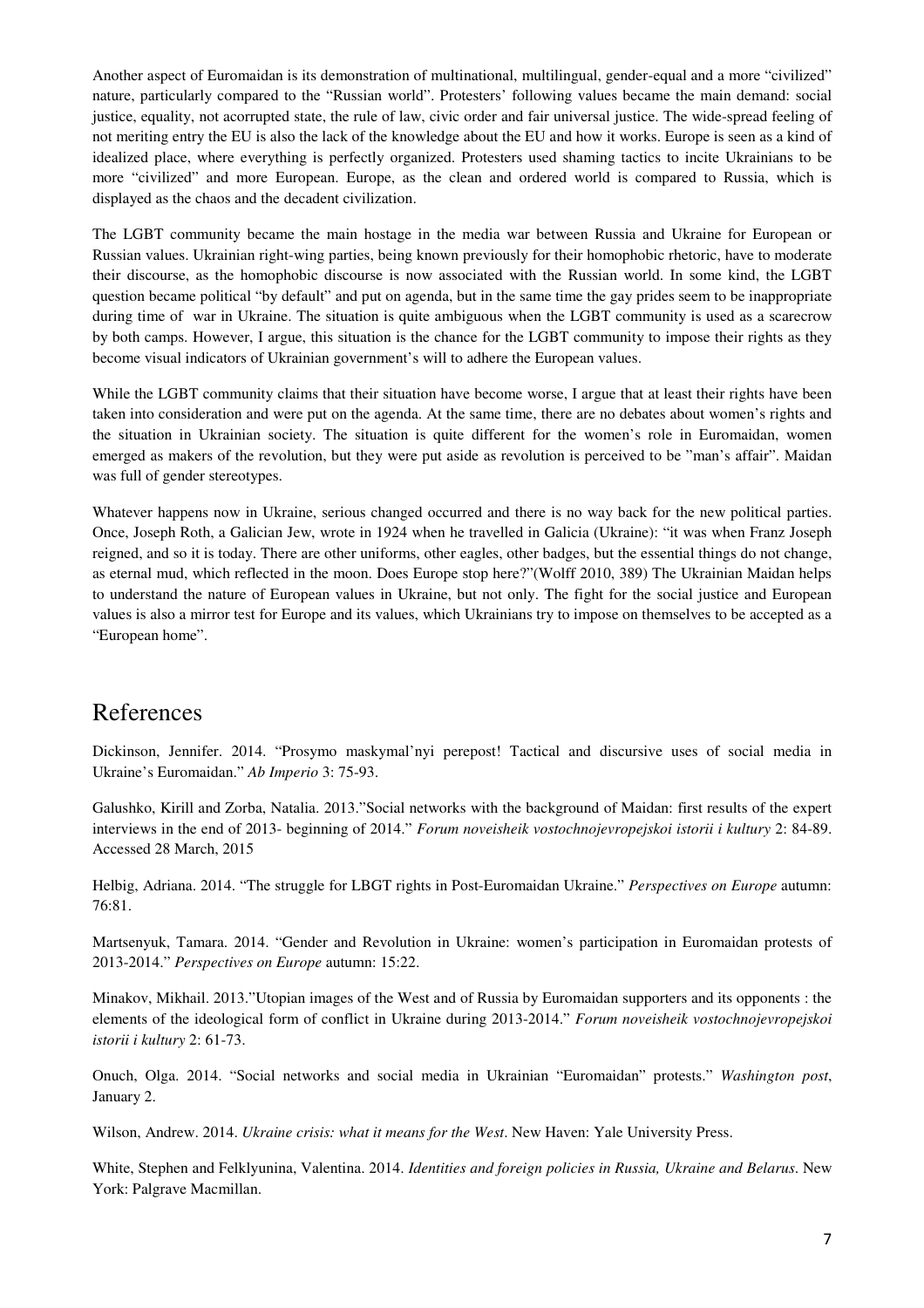Another aspect of Euromaidan is its demonstration of multinational, multilingual, gender-equal and a more "civilized" nature, particularly compared to the "Russian world". Protesters' following values became the main demand: social justice, equality, not acorrupted state, the rule of law, civic order and fair universal justice. The wide-spread feeling of not meriting entry the EU is also the lack of the knowledge about the EU and how it works. Europe is seen as a kind of idealized place, where everything is perfectly organized. Protesters used shaming tactics to incite Ukrainians to be more "civilized" and more European. Europe, as the clean and ordered world is compared to Russia, which is displayed as the chaos and the decadent civilization.

The LGBT community became the main hostage in the media war between Russia and Ukraine for European or Russian values. Ukrainian right-wing parties, being known previously for their homophobic rhetoric, have to moderate their discourse, as the homophobic discourse is now associated with the Russian world. In some kind, the LGBT question became political "by default" and put on agenda, but in the same time the gay prides seem to be inappropriate during time of war in Ukraine. The situation is quite ambiguous when the LGBT community is used as a scarecrow by both camps. However, I argue, this situation is the chance for the LGBT community to impose their rights as they become visual indicators of Ukrainian government's will to adhere the European values.

While the LGBT community claims that their situation have become worse, I argue that at least their rights have been taken into consideration and were put on the agenda. At the same time, there are no debates about women's rights and the situation in Ukrainian society. The situation is quite different for the women's role in Euromaidan, women emerged as makers of the revolution, but they were put aside as revolution is perceived to be "man's affair". Maidan was full of gender stereotypes.

Whatever happens now in Ukraine, serious changed occurred and there is no way back for the new political parties. Once, Joseph Roth, a Galician Jew, wrote in 1924 when he travelled in Galicia (Ukraine): "it was when Franz Joseph reigned, and so it is today. There are other uniforms, other eagles, other badges, but the essential things do not change, as eternal mud, which reflected in the moon. Does Europe stop here?"(Wolff 2010, 389) The Ukrainian Maidan helps to understand the nature of European values in Ukraine, but not only. The fight for the social justice and European values is also a mirror test for Europe and its values, which Ukrainians try to impose on themselves to be accepted as a "European home".

# References

Dickinson, Jennifer. 2014. "Prosymo maskymal'nyi perepost! Tactical and discursive uses of social media in Ukraine's Euromaidan." *Ab Imperio* 3: 75-93.

Galushko, Kirill and Zorba, Natalia. 2013."Social networks with the background of Maidan: first results of the expert interviews in the end of 2013- beginning of 2014." *Forum noveisheik vostochnojevropejskoi istorii i kultury* 2: 84-89. Accessed 28 March, 2015

Helbig, Adriana. 2014. "The struggle for LBGT rights in Post-Euromaidan Ukraine." *Perspectives on Europe* autumn: 76:81.

Martsenyuk, Tamara. 2014. "Gender and Revolution in Ukraine: women's participation in Euromaidan protests of 2013-2014." *Perspectives on Europe* autumn: 15:22.

Minakov, Mikhail. 2013."Utopian images of the West and of Russia by Euromaidan supporters and its opponents : the elements of the ideological form of conflict in Ukraine during 2013-2014." *Forum noveisheik vostochnojevropejskoi istorii i kultury* 2: 61-73.

Onuch, Olga. 2014. "Social networks and social media in Ukrainian "Euromaidan" protests." *Washington post*, January 2.

Wilson, Andrew. 2014. *Ukraine crisis: what it means for the West*. New Haven: Yale University Press.

White, Stephen and Felklyunina, Valentina. 2014. *Identities and foreign policies in Russia, Ukraine and Belarus*. New York: Palgrave Macmillan.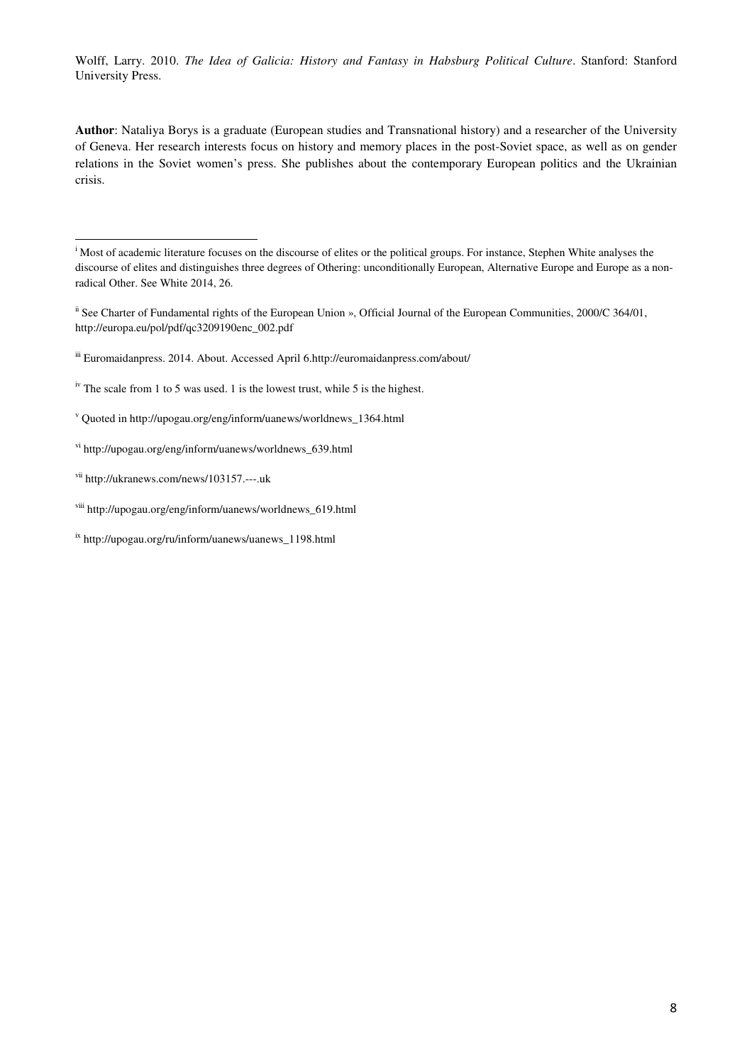Wolff, Larry. 2010. *The Idea of Galicia: History and Fantasy in Habsburg Political Culture*. Stanford: Stanford University Press.

**Author**: Nataliya Borys is a graduate (European studies and Transnational history) and a researcher of the University of Geneva. Her research interests focus on history and memory places in the post-Soviet space, as well as on gender relations in the Soviet women's press. She publishes about the contemporary European politics and the Ukrainian crisis.

---

[i] Most of academic literature focuses on the discourse of elites or the political groups. For instance, Stephen White analyses the discourse of elites and distinguishes three degrees of Othering: unconditionally European, Alternative Europe and Europe as a non-radical Other. See White 2014, 26.

[ii] See Charter of Fundamental rights of the European Union », Official Journal of the European Communities, 2000/C 364/01, http://europa.eu/pol/pdf/qc3209190enc_002.pdf

[iii] Euromaidanpress. 2014. About. Accessed April 6.http://euromaidanpress.com/about/

[iv] The scale from 1 to 5 was used. 1 is the lowest trust, while 5 is the highest.

[v] Quoted in http://upogau.org/eng/inform/uanews/worldnews_1364.html

[vi] http://upogau.org/eng/inform/uanews/worldnews_639.html

[vii] http://ukranews.com/news/103157.---.uk

[viii] http://upogau.org/eng/inform/uanews/worldnews_619.html

[ix] http://upogau.org/ru/inform/uanews/uanews_1198.html